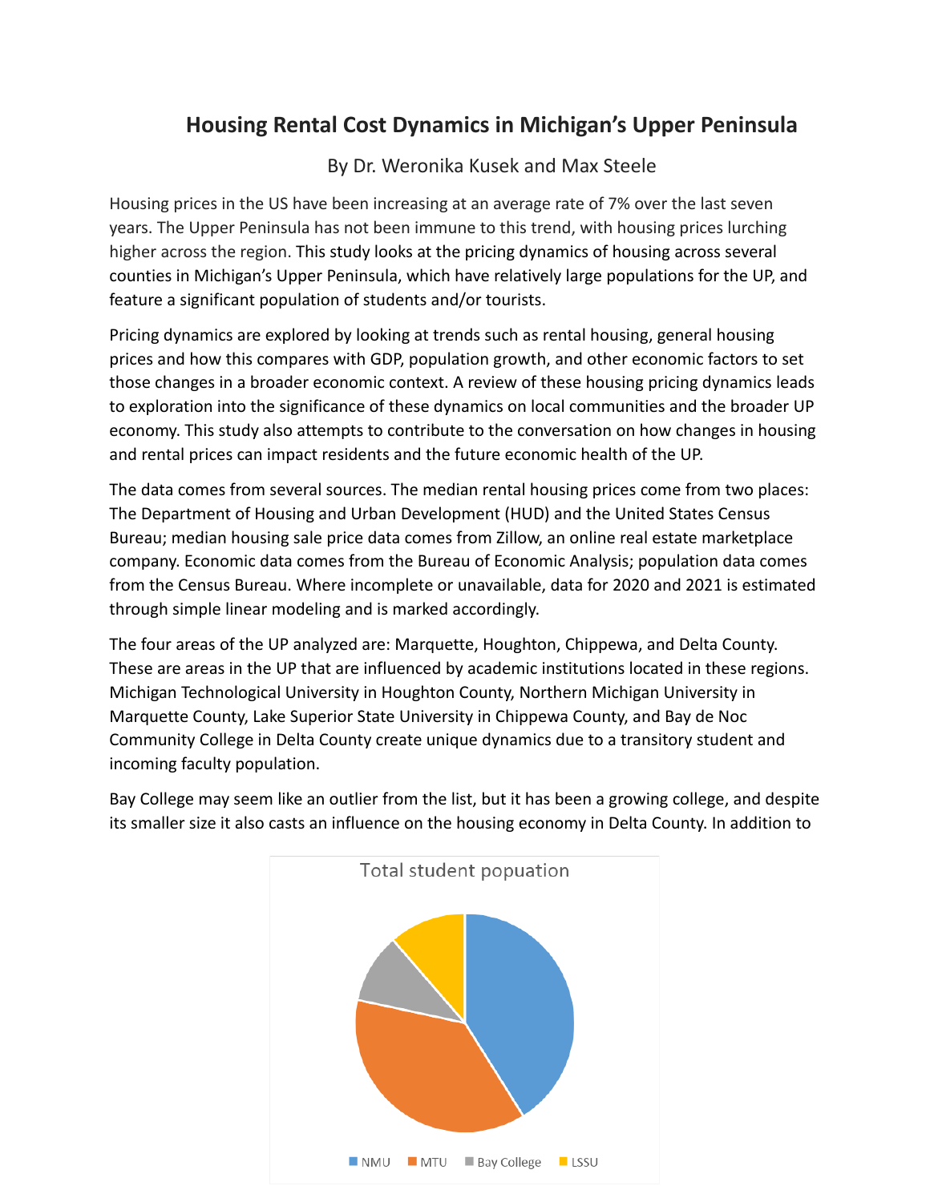# Housing Rental Cost Dynamics in Michigan's Upper Peninsula

By Dr. Weronika Kusek and Max Steele

Housing prices in the US have been increasing at an average rate of 7% over the last seven years. The Upper Peninsula has not been immune to this trend, with housing prices lurching higher across the region. This study looks at the pricing dynamics of housing across several counties in Michigan's Upper Peninsula, which have relatively large populations for the UP, and feature a significant population of students and/or tourists.

Pricing dynamics are explored by looking at trends such as rental housing, general housing prices and how this compares with GDP, population growth, and other economic factors to set those changes in a broader economic context. A review of these housing pricing dynamics leads to exploration into the significance of these dynamics on local communities and the broader UP economy. This study also attempts to contribute to the conversation on how changes in housing and rental prices can impact residents and the future economic health of the UP.

The data comes from several sources. The median rental housing prices come from two places: The Department of Housing and Urban Development (HUD) and the United States Census Bureau; median housing sale price data comes from Zillow, an online real estate marketplace company. Economic data comes from the Bureau of Economic Analysis; population data comes from the Census Bureau. Where incomplete or unavailable, data for 2020 and 2021 is estimated through simple linear modeling and is marked accordingly.

The four areas of the UP analyzed are: Marquette, Houghton, Chippewa, and Delta County. These are areas in the UP that are influenced by academic institutions located in these regions. Michigan Technological University in Houghton County, Northern Michigan University in Marquette County, Lake Superior State University in Chippewa County, and Bay de Noc Community College in Delta County create unique dynamics due to a transitory student and incoming faculty population.

Bay College may seem like an outlier from the list, but it has been a growing college, and despite its smaller size it also casts an influence on the housing economy in Delta County. In addition to

Total student popuation

NMU | MTU | Bay College | LSSU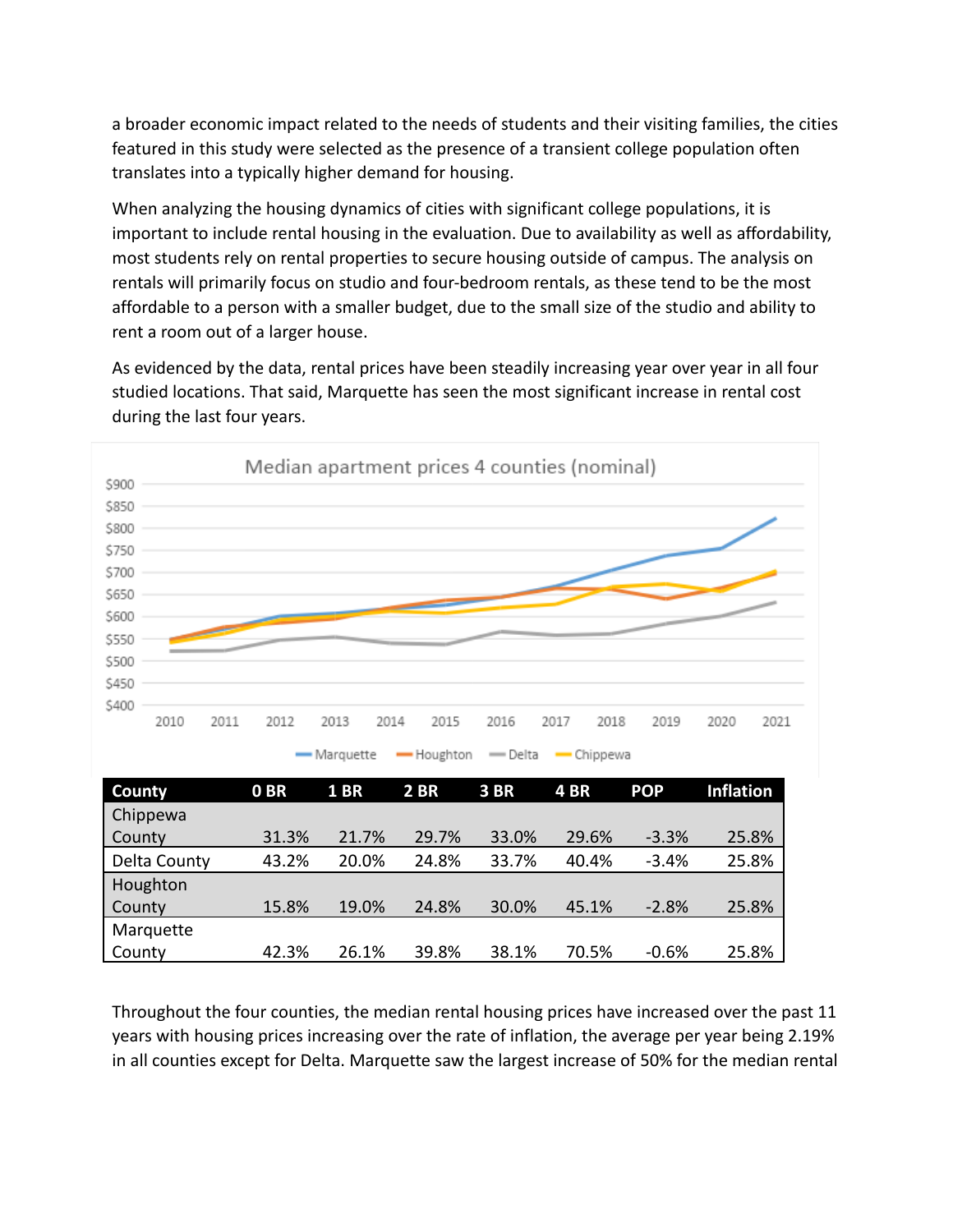a broader economic impact related to the needs of students and their visiting families, the cities featured in this study were selected as the presence of a transient college population often translates into a typically higher demand for housing.

When analyzing the housing dynamics of cities with significant college populations, it is important to include rental housing in the evaluation. Due to availability as well as affordability, most students rely on rental properties to secure housing outside of campus. The analysis on rentals will primarily focus on studio and four-bedroom rentals, as these tend to be the most affordable to a person with a smaller budget, due to the small size of the studio and ability to rent a room out of a larger house.

As evidenced by the data, rental prices have been steadily increasing year over year in all four studied locations. That said, Marquette has seen the most significant increase in rental cost during the last four years.

| County | 0 BR | 1 BR | 2 BR | 3 BR | 4 BR | POP | Inflation |
|---|---|---|---|---|---|---|---|
| Chippewa County | 31.3% | 21.7% | 29.7% | 33.0% | 29.6% | -3.3% | 25.8% |
| Delta County | 43.2% | 20.0% | 24.8% | 33.7% | 40.4% | -3.4% | 25.8% |
| Houghton County | 15.8% | 19.0% | 24.8% | 30.0% | 45.1% | -2.8% | 25.8% |
| Marquette County | 42.3% | 26.1% | 39.8% | 38.1% | 70.5% | -0.6% | 25.8% |

Throughout the four counties, the median rental housing prices have increased over the past 11 years with housing prices increasing over the rate of inflation, the average per year being 2.19% in all counties except for Delta. Marquette saw the largest increase of 50% for the median rental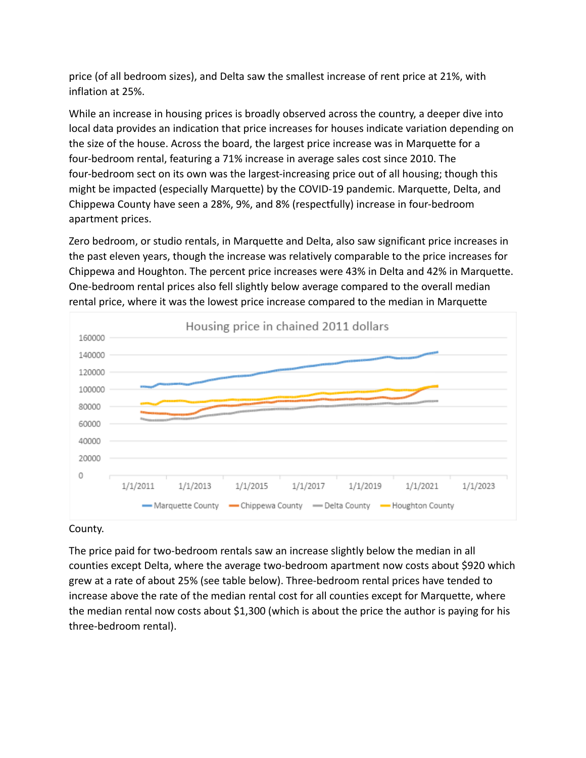price (of all bedroom sizes), and Delta saw the smallest increase of rent price at 21%, with inflation at 25%.

While an increase in housing prices is broadly observed across the country, a deeper dive into local data provides an indication that price increases for houses indicate variation depending on the size of the house. Across the board, the largest price increase was in Marquette for a four-bedroom rental, featuring a 71% increase in average sales cost since 2010. The four-bedroom sect on its own was the largest-increasing price out of all housing; though this might be impacted (especially Marquette) by the COVID-19 pandemic. Marquette, Delta, and Chippewa County have seen a 28%, 9%, and 8% (respectfully) increase in four-bedroom apartment prices.

Zero bedroom, or studio rentals, in Marquette and Delta, also saw significant price increases in the past eleven years, though the increase was relatively comparable to the price increases for Chippewa and Houghton. The percent price increases were 43% in Delta and 42% in Marquette. One-bedroom rental prices also fell slightly below average compared to the overall median rental price, where it was the lowest price increase compared to the median in Marquette County.

The price paid for two-bedroom rentals saw an increase slightly below the median in all counties except Delta, where the average two-bedroom apartment now costs about $920 which grew at a rate of about 25% (see table below). Three-bedroom rental prices have tended to increase above the rate of the median rental cost for all counties except for Marquette, where the median rental now costs about $1,300 (which is about the price the author is paying for his three-bedroom rental).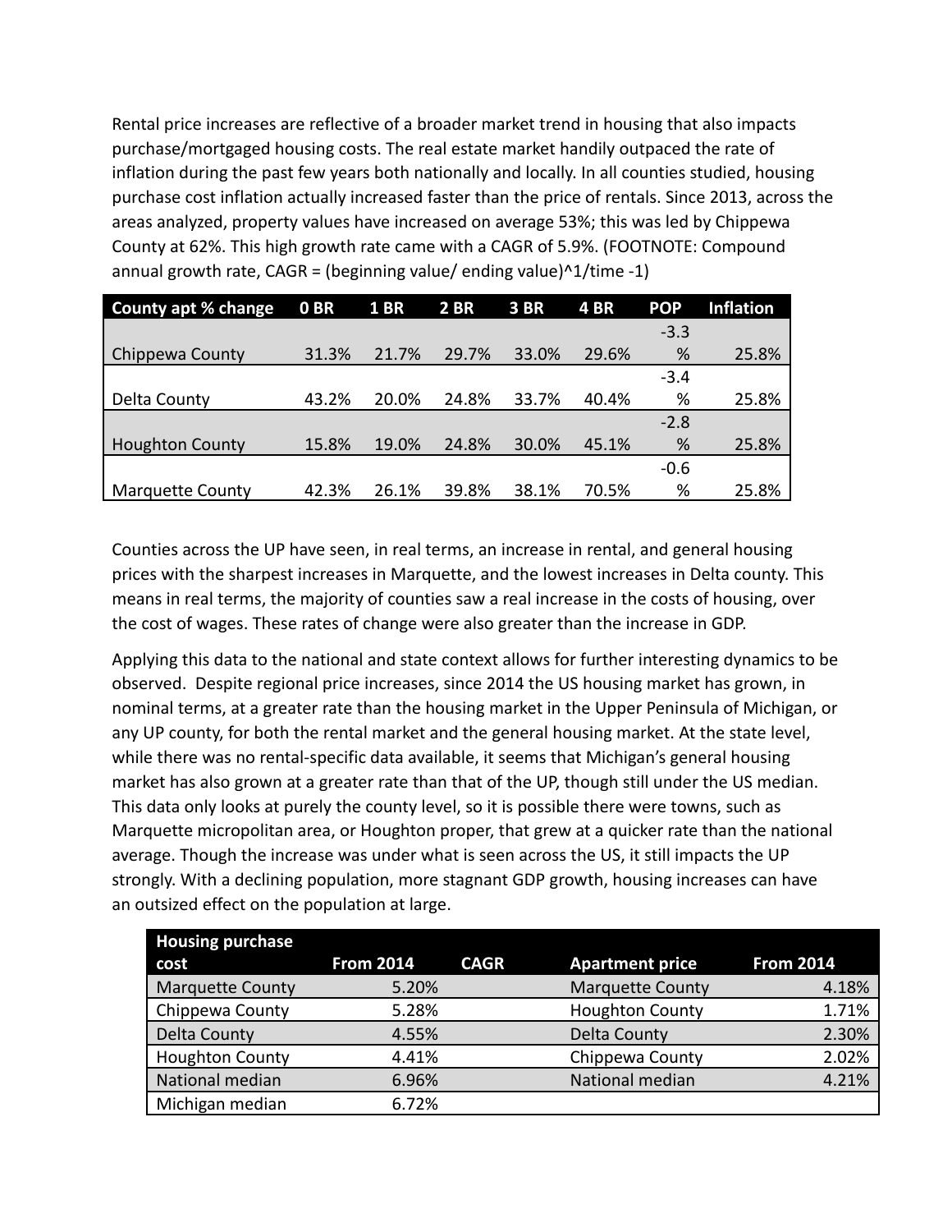Rental price increases are reflective of a broader market trend in housing that also impacts purchase/mortgaged housing costs. The real estate market handily outpaced the rate of inflation during the past few years both nationally and locally. In all counties studied, housing purchase cost inflation actually increased faster than the price of rentals. Since 2013, across the areas analyzed, property values have increased on average 53%; this was led by Chippewa County at 62%. This high growth rate came with a CAGR of 5.9%. (FOOTNOTE: Compound annual growth rate, CAGR = (beginning value/ ending value)^1/time -1)

| County apt % change | 0 BR | 1 BR | 2 BR | 3 BR | 4 BR | POP | Inflation |
|---|---|---|---|---|---|---|---|
| Chippewa County | 31.3% | 21.7% | 29.7% | 33.0% | 29.6% | -3.3% | 25.8% |
| Delta County | 43.2% | 20.0% | 24.8% | 33.7% | 40.4% | -3.4% | 25.8% |
| Houghton County | 15.8% | 19.0% | 24.8% | 30.0% | 45.1% | -2.8% | 25.8% |
| Marquette County | 42.3% | 26.1% | 39.8% | 38.1% | 70.5% | -0.6% | 25.8% |

Counties across the UP have seen, in real terms, an increase in rental, and general housing prices with the sharpest increases in Marquette, and the lowest increases in Delta county. This means in real terms, the majority of counties saw a real increase in the costs of housing, over the cost of wages. These rates of change were also greater than the increase in GDP.

Applying this data to the national and state context allows for further interesting dynamics to be observed. Despite regional price increases, since 2014 the US housing market has grown, in nominal terms, at a greater rate than the housing market in the Upper Peninsula of Michigan, or any UP county, for both the rental market and the general housing market. At the state level, while there was no rental-specific data available, it seems that Michigan's general housing market has also grown at a greater rate than that of the UP, though still under the US median. This data only looks at purely the county level, so it is possible there were towns, such as Marquette micropolitan area, or Houghton proper, that grew at a quicker rate than the national average. Though the increase was under what is seen across the US, it still impacts the UP strongly. With a declining population, more stagnant GDP growth, housing increases can have an outsized effect on the population at large.

| Housing purchase cost | From 2014 | CAGR | Apartment price | From 2014 |
|---|---|---|---|---|
| Marquette County | 5.20% | | Marquette County | 4.18% |
| Chippewa County | 5.28% | | Houghton County | 1.71% |
| Delta County | 4.55% | | Delta County | 2.30% |
| Houghton County | 4.41% | | Chippewa County | 2.02% |
| National median | 6.96% | | National median | 4.21% |
| Michigan median | 6.72% | | | |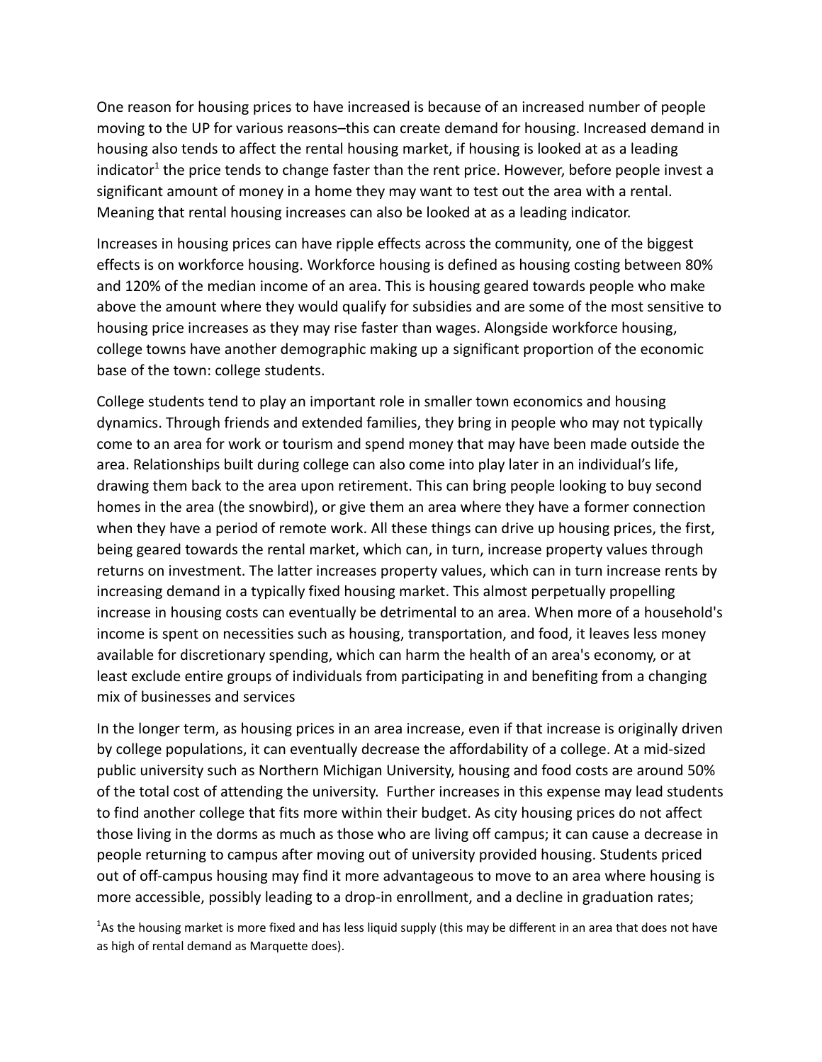One reason for housing prices to have increased is because of an increased number of people moving to the UP for various reasons–this can create demand for housing. Increased demand in housing also tends to affect the rental housing market, if housing is looked at as a leading indicator[1] the price tends to change faster than the rent price. However, before people invest a significant amount of money in a home they may want to test out the area with a rental. Meaning that rental housing increases can also be looked at as a leading indicator.

Increases in housing prices can have ripple effects across the community, one of the biggest effects is on workforce housing. Workforce housing is defined as housing costing between 80% and 120% of the median income of an area. This is housing geared towards people who make above the amount where they would qualify for subsidies and are some of the most sensitive to housing price increases as they may rise faster than wages. Alongside workforce housing, college towns have another demographic making up a significant proportion of the economic base of the town: college students.

College students tend to play an important role in smaller town economics and housing dynamics. Through friends and extended families, they bring in people who may not typically come to an area for work or tourism and spend money that may have been made outside the area. Relationships built during college can also come into play later in an individual's life, drawing them back to the area upon retirement. This can bring people looking to buy second homes in the area (the snowbird), or give them an area where they have a former connection when they have a period of remote work. All these things can drive up housing prices, the first, being geared towards the rental market, which can, in turn, increase property values through returns on investment. The latter increases property values, which can in turn increase rents by increasing demand in a typically fixed housing market. This almost perpetually propelling increase in housing costs can eventually be detrimental to an area. When more of a household's income is spent on necessities such as housing, transportation, and food, it leaves less money available for discretionary spending, which can harm the health of an area's economy, or at least exclude entire groups of individuals from participating in and benefiting from a changing mix of businesses and services

In the longer term, as housing prices in an area increase, even if that increase is originally driven by college populations, it can eventually decrease the affordability of a college. At a mid-sized public university such as Northern Michigan University, housing and food costs are around 50% of the total cost of attending the university.  Further increases in this expense may lead students to find another college that fits more within their budget. As city housing prices do not affect those living in the dorms as much as those who are living off campus; it can cause a decrease in people returning to campus after moving out of university provided housing. Students priced out of off-campus housing may find it more advantageous to move to an area where housing is more accessible, possibly leading to a drop-in enrollment, and a decline in graduation rates;

[1]As the housing market is more fixed and has less liquid supply (this may be different in an area that does not have as high of rental demand as Marquette does).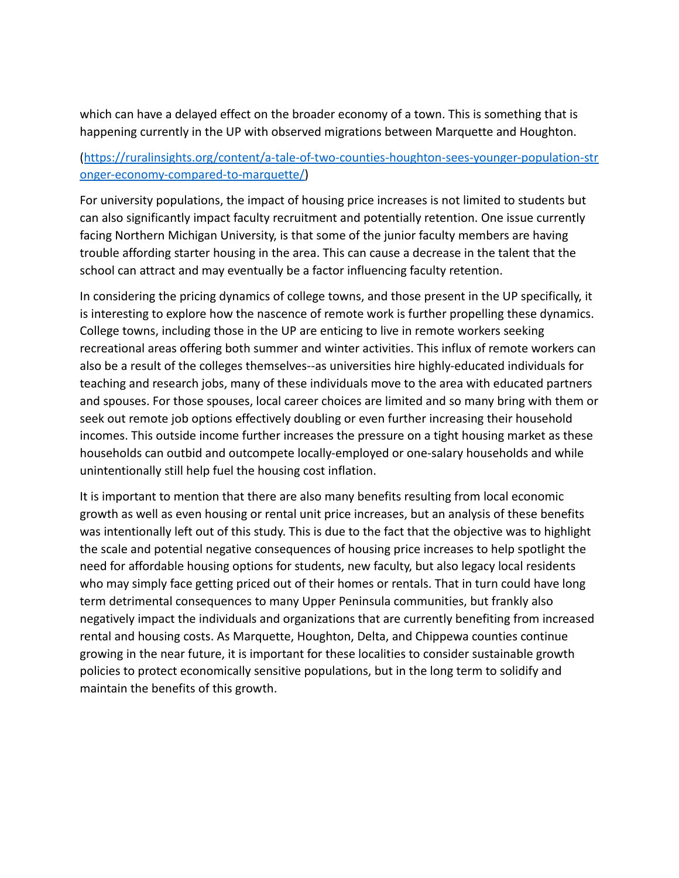which can have a delayed effect on the broader economy of a town. This is something that is happening currently in the UP with observed migrations between Marquette and Houghton.

([https://ruralinsights.org/content/a-tale-of-two-counties-houghton-sees-younger-population-stronger-economy-compared-to-marquette/](https://ruralinsights.org/content/a-tale-of-two-counties-houghton-sees-younger-population-stronger-economy-compared-to-marquette/))

For university populations, the impact of housing price increases is not limited to students but can also significantly impact faculty recruitment and potentially retention. One issue currently facing Northern Michigan University, is that some of the junior faculty members are having trouble affording starter housing in the area. This can cause a decrease in the talent that the school can attract and may eventually be a factor influencing faculty retention.

In considering the pricing dynamics of college towns, and those present in the UP specifically, it is interesting to explore how the nascence of remote work is further propelling these dynamics. College towns, including those in the UP are enticing to live in remote workers seeking recreational areas offering both summer and winter activities. This influx of remote workers can also be a result of the colleges themselves--as universities hire highly-educated individuals for teaching and research jobs, many of these individuals move to the area with educated partners and spouses. For those spouses, local career choices are limited and so many bring with them or seek out remote job options effectively doubling or even further increasing their household incomes. This outside income further increases the pressure on a tight housing market as these households can outbid and outcompete locally-employed or one-salary households and while unintentionally still help fuel the housing cost inflation.

It is important to mention that there are also many benefits resulting from local economic growth as well as even housing or rental unit price increases, but an analysis of these benefits was intentionally left out of this study. This is due to the fact that the objective was to highlight the scale and potential negative consequences of housing price increases to help spotlight the need for affordable housing options for students, new faculty, but also legacy local residents who may simply face getting priced out of their homes or rentals. That in turn could have long term detrimental consequences to many Upper Peninsula communities, but frankly also negatively impact the individuals and organizations that are currently benefiting from increased rental and housing costs. As Marquette, Houghton, Delta, and Chippewa counties continue growing in the near future, it is important for these localities to consider sustainable growth policies to protect economically sensitive populations, but in the long term to solidify and maintain the benefits of this growth.